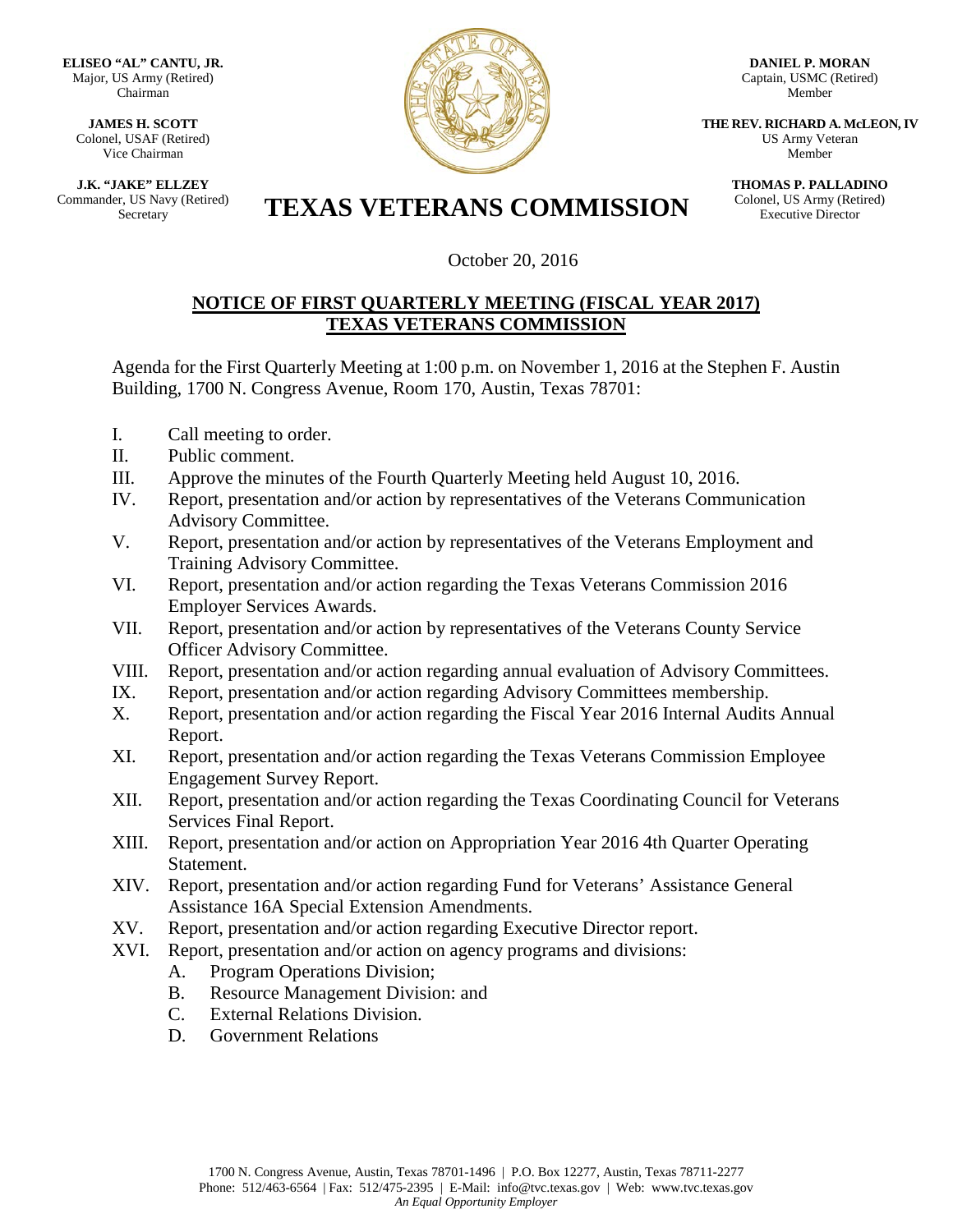**ELISEO "AL" CANTU, JR.**
Major, US Army (Retired)
Chairman

**JAMES H. SCOTT**
Colonel, USAF (Retired)
Vice Chairman

**J.K. "JAKE" ELLZEY**
Commander, US Navy (Retired)
Secretary

**DANIEL P. MORAN**
Captain, USMC (Retired)
Member

**THE REV. RICHARD A. McLEON, IV**
US Army Veteran
Member

**THOMAS P. PALLADINO**
Colonel, US Army (Retired)
Executive Director

# TEXAS VETERANS COMMISSION

October 20, 2016

## NOTICE OF FIRST QUARTERLY MEETING (FISCAL YEAR 2017) TEXAS VETERANS COMMISSION

Agenda for the First Quarterly Meeting at 1:00 p.m. on November 1, 2016 at the Stephen F. Austin Building, 1700 N. Congress Avenue, Room 170, Austin, Texas 78701:

I. Call meeting to order.
II. Public comment.
III. Approve the minutes of the Fourth Quarterly Meeting held August 10, 2016.
IV. Report, presentation and/or action by representatives of the Veterans Communication Advisory Committee.
V. Report, presentation and/or action by representatives of the Veterans Employment and Training Advisory Committee.
VI. Report, presentation and/or action regarding the Texas Veterans Commission 2016 Employer Services Awards.
VII. Report, presentation and/or action by representatives of the Veterans County Service Officer Advisory Committee.
VIII. Report, presentation and/or action regarding annual evaluation of Advisory Committees.
IX. Report, presentation and/or action regarding Advisory Committees membership.
X. Report, presentation and/or action regarding the Fiscal Year 2016 Internal Audits Annual Report.
XI. Report, presentation and/or action regarding the Texas Veterans Commission Employee Engagement Survey Report.
XII. Report, presentation and/or action regarding the Texas Coordinating Council for Veterans Services Final Report.
XIII. Report, presentation and/or action on Appropriation Year 2016 4th Quarter Operating Statement.
XIV. Report, presentation and/or action regarding Fund for Veterans' Assistance General Assistance 16A Special Extension Amendments.
XV. Report, presentation and/or action regarding Executive Director report.
XVI. Report, presentation and/or action on agency programs and divisions:
   A. Program Operations Division;
   B. Resource Management Division: and
   C. External Relations Division.
   D. Government Relations

1700 N. Congress Avenue, Austin, Texas 78701-1496 | P.O. Box 12277, Austin, Texas 78711-2277
Phone: 512/463-6564 | Fax: 512/475-2395 | E-Mail: info@tvc.texas.gov | Web: www.tvc.texas.gov
*An Equal Opportunity Employer*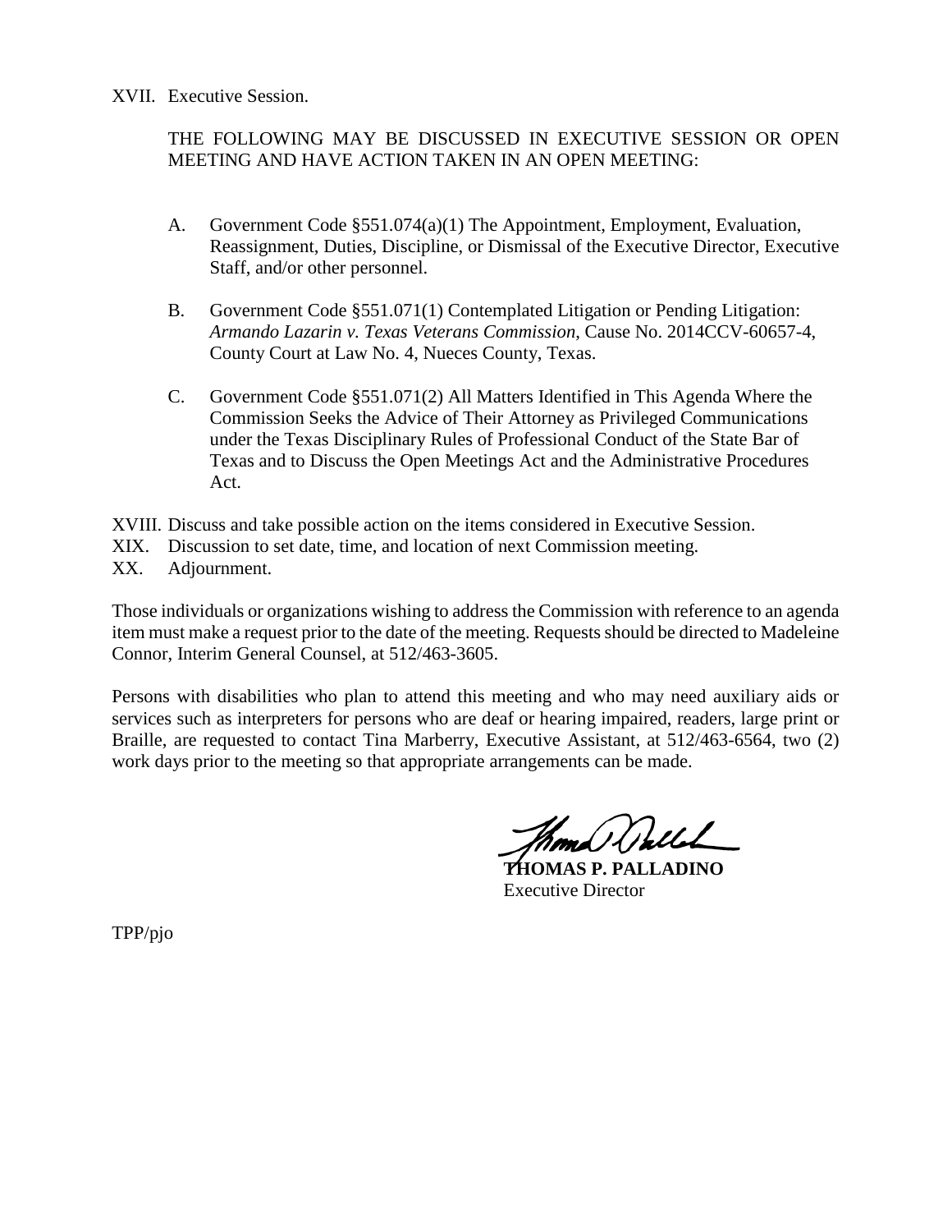XVII. Executive Session.

THE FOLLOWING MAY BE DISCUSSED IN EXECUTIVE SESSION OR OPEN MEETING AND HAVE ACTION TAKEN IN AN OPEN MEETING:

A. Government Code §551.074(a)(1) The Appointment, Employment, Evaluation, Reassignment, Duties, Discipline, or Dismissal of the Executive Director, Executive Staff, and/or other personnel.

B. Government Code §551.071(1) Contemplated Litigation or Pending Litigation: *Armando Lazarin v. Texas Veterans Commission*, Cause No. 2014CCV-60657-4, County Court at Law No. 4, Nueces County, Texas.

C. Government Code §551.071(2) All Matters Identified in This Agenda Where the Commission Seeks the Advice of Their Attorney as Privileged Communications under the Texas Disciplinary Rules of Professional Conduct of the State Bar of Texas and to Discuss the Open Meetings Act and the Administrative Procedures Act.

XVIII. Discuss and take possible action on the items considered in Executive Session.

XIX. Discussion to set date, time, and location of next Commission meeting.

XX. Adjournment.

Those individuals or organizations wishing to address the Commission with reference to an agenda item must make a request prior to the date of the meeting. Requests should be directed to Madeleine Connor, Interim General Counsel, at 512/463-3605.

Persons with disabilities who plan to attend this meeting and who may need auxiliary aids or services such as interpreters for persons who are deaf or hearing impaired, readers, large print or Braille, are requested to contact Tina Marberry, Executive Assistant, at 512/463-6564, two (2) work days prior to the meeting so that appropriate arrangements can be made.

**THOMAS P. PALLADINO**
Executive Director

TPP/pjo